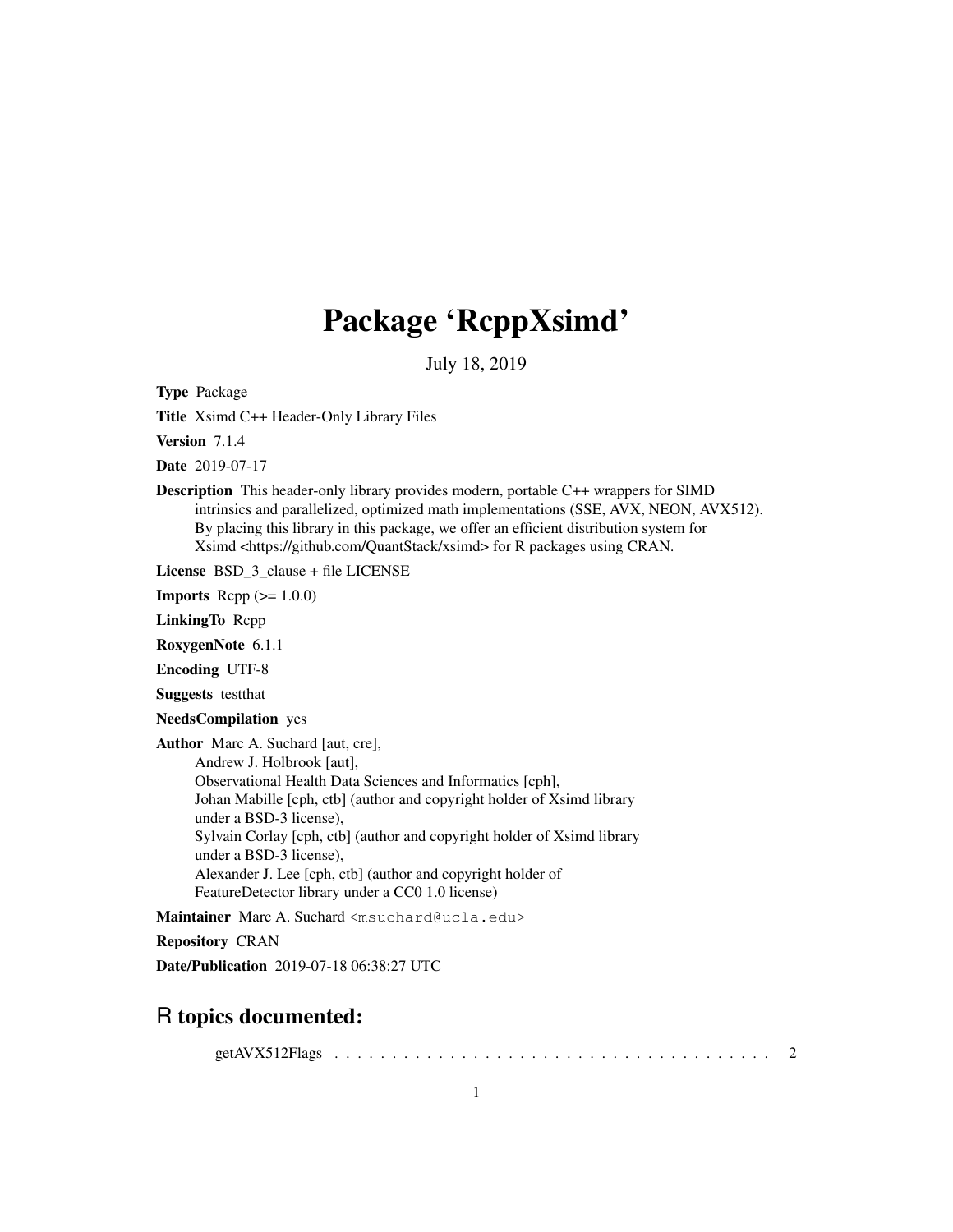# Package 'RcppXsimd'

July 18, 2019

**Type** Package

**Title** Xsimd C++ Header-Only Library Files

**Version** 7.1.4

**Date** 2019-07-17

**Description** This header-only library provides modern, portable C++ wrappers for SIMD intrinsics and parallelized, optimized math implementations (SSE, AVX, NEON, AVX512). By placing this library in this package, we offer an efficient distribution system for Xsimd <https://github.com/QuantStack/xsimd> for R packages using CRAN.

**License** BSD_3_clause + file LICENSE

**Imports** Rcpp (>= 1.0.0)

**LinkingTo** Rcpp

**RoxygenNote** 6.1.1

**Encoding** UTF-8

**Suggests** testthat

**NeedsCompilation** yes

**Author** Marc A. Suchard [aut, cre],
Andrew J. Holbrook [aut],
Observational Health Data Sciences and Informatics [cph],
Johan Mabille [cph, ctb] (author and copyright holder of Xsimd library under a BSD-3 license),
Sylvain Corlay [cph, ctb] (author and copyright holder of Xsimd library under a BSD-3 license),
Alexander J. Lee [cph, ctb] (author and copyright holder of FeatureDetector library under a CC0 1.0 license)

**Maintainer** Marc A. Suchard <msuchard@ucla.edu>

**Repository** CRAN

**Date/Publication** 2019-07-18 06:38:27 UTC

## R topics documented:

getAVX512Flags . . . . . . . . . . . . . . . . . . . . . . . . . . . . . . . . . . . . . 2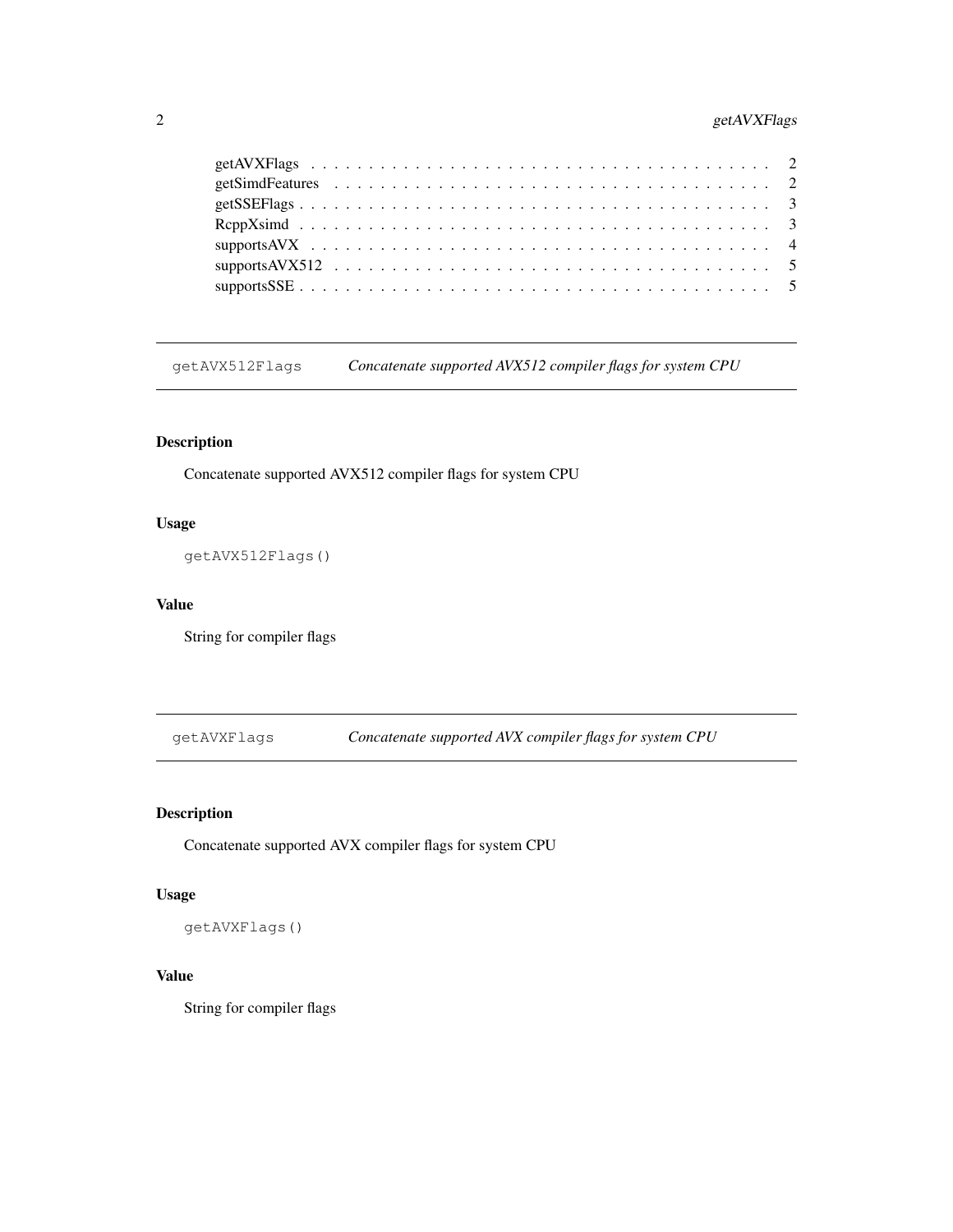getAVXFlags . . . . . . . . . . . . . . . . . . . . . . . . . . . . . . . . . . . . . 2
getSimdFeatures . . . . . . . . . . . . . . . . . . . . . . . . . . . . . . . . . . . 2
getSSEFlags . . . . . . . . . . . . . . . . . . . . . . . . . . . . . . . . . . . . . 3
RcppXsimd . . . . . . . . . . . . . . . . . . . . . . . . . . . . . . . . . . . . . . 3
supportsAVX . . . . . . . . . . . . . . . . . . . . . . . . . . . . . . . . . . . . . 4
supportsAVX512 . . . . . . . . . . . . . . . . . . . . . . . . . . . . . . . . . . . 5
supportsSSE . . . . . . . . . . . . . . . . . . . . . . . . . . . . . . . . . . . . . 5

---

## getAVX512Flags — *Concatenate supported AVX512 compiler flags for system CPU*

### Description

Concatenate supported AVX512 compiler flags for system CPU

### Usage

```
getAVX512Flags()
```

### Value

String for compiler flags

---

## getAVXFlags — *Concatenate supported AVX compiler flags for system CPU*

### Description

Concatenate supported AVX compiler flags for system CPU

### Usage

```
getAVXFlags()
```

### Value

String for compiler flags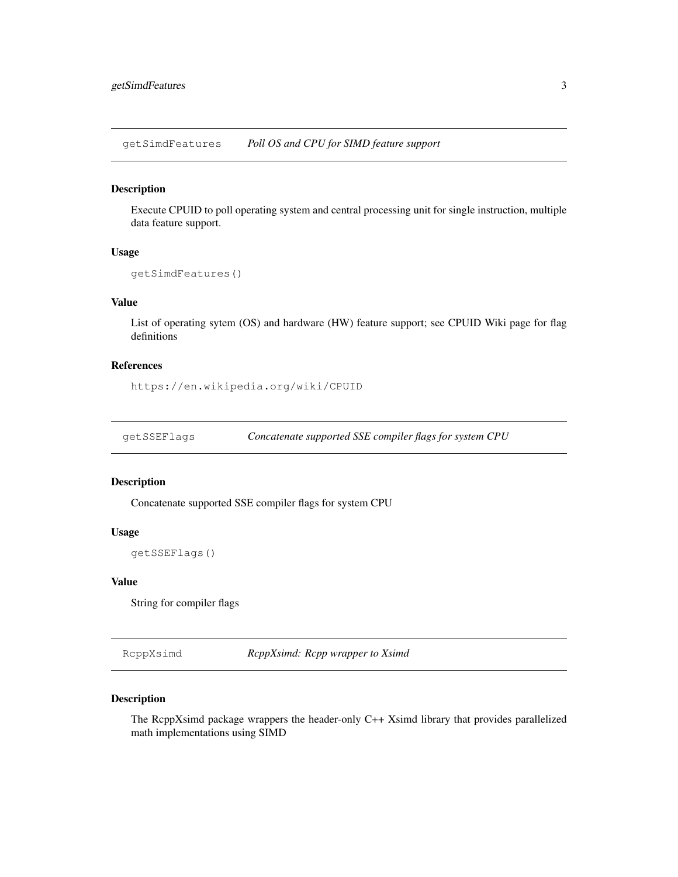## getSimdFeatures — *Poll OS and CPU for SIMD feature support*

### Description

Execute CPUID to poll operating system and central processing unit for single instruction, multiple data feature support.

### Usage

```
getSimdFeatures()
```

### Value

List of operating sytem (OS) and hardware (HW) feature support; see CPUID Wiki page for flag definitions

### References

`https://en.wikipedia.org/wiki/CPUID`

## getSSEFlags — *Concatenate supported SSE compiler flags for system CPU*

### Description

Concatenate supported SSE compiler flags for system CPU

### Usage

```
getSSEFlags()
```

### Value

String for compiler flags

## RcppXsimd — *RcppXsimd: Rcpp wrapper to Xsimd*

### Description

The RcppXsimd package wrappers the header-only C++ Xsimd library that provides parallelized math implementations using SIMD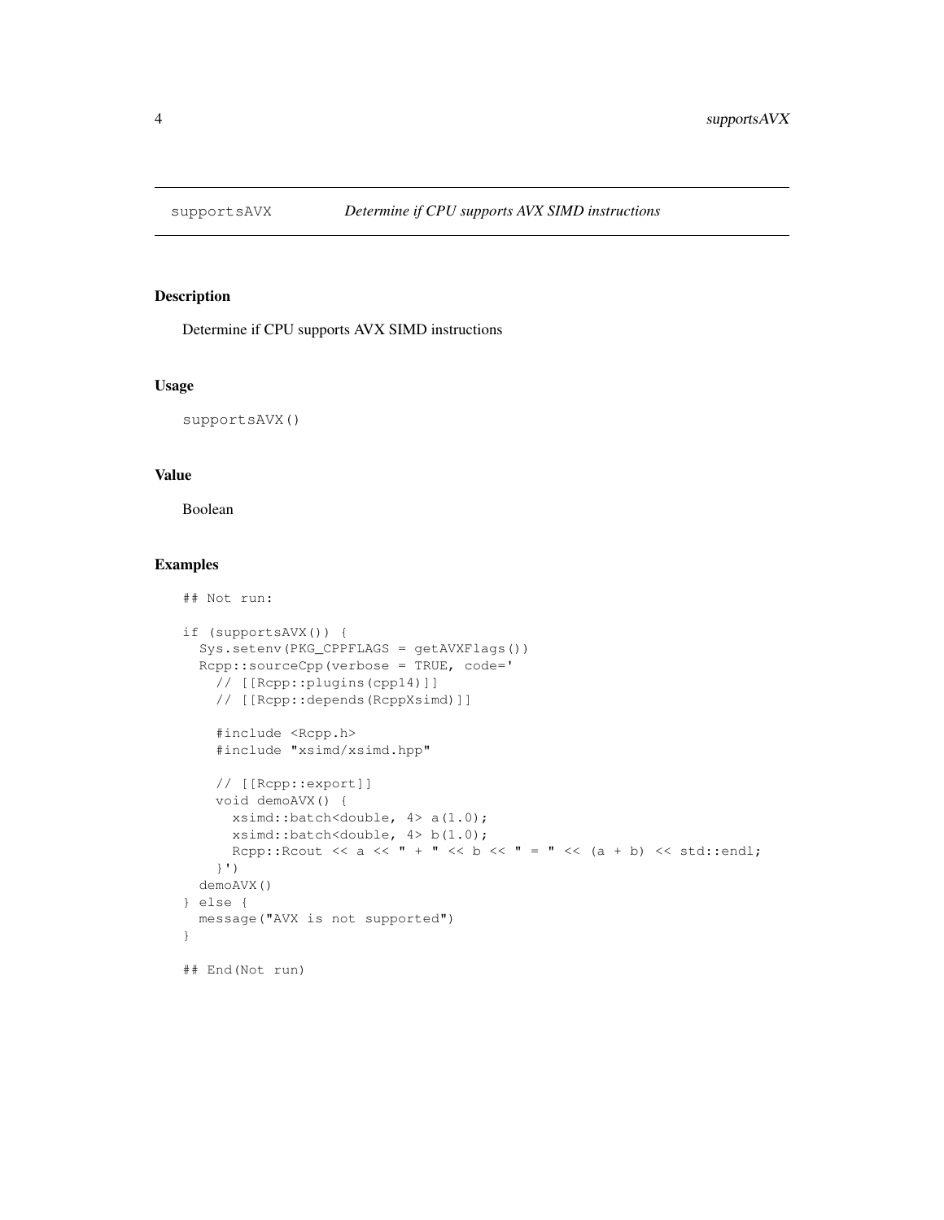`supportsAVX` *Determine if CPU supports AVX SIMD instructions*

## Description

Determine if CPU supports AVX SIMD instructions

## Usage

```
supportsAVX()
```

## Value

Boolean

## Examples

```
## Not run:

if (supportsAVX()) {
  Sys.setenv(PKG_CPPFLAGS = getAVXFlags())
  Rcpp::sourceCpp(verbose = TRUE, code='
    // [[Rcpp::plugins(cpp14)]]
    // [[Rcpp::depends(RcppXsimd)]]

    #include <Rcpp.h>
    #include "xsimd/xsimd.hpp"

    // [[Rcpp::export]]
    void demoAVX() {
      xsimd::batch<double, 4> a(1.0);
      xsimd::batch<double, 4> b(1.0);
      Rcpp::Rcout << a << " + " << b << " = " << (a + b) << std::endl;
    }')
  demoAVX()
} else {
  message("AVX is not supported")
}

## End(Not run)
```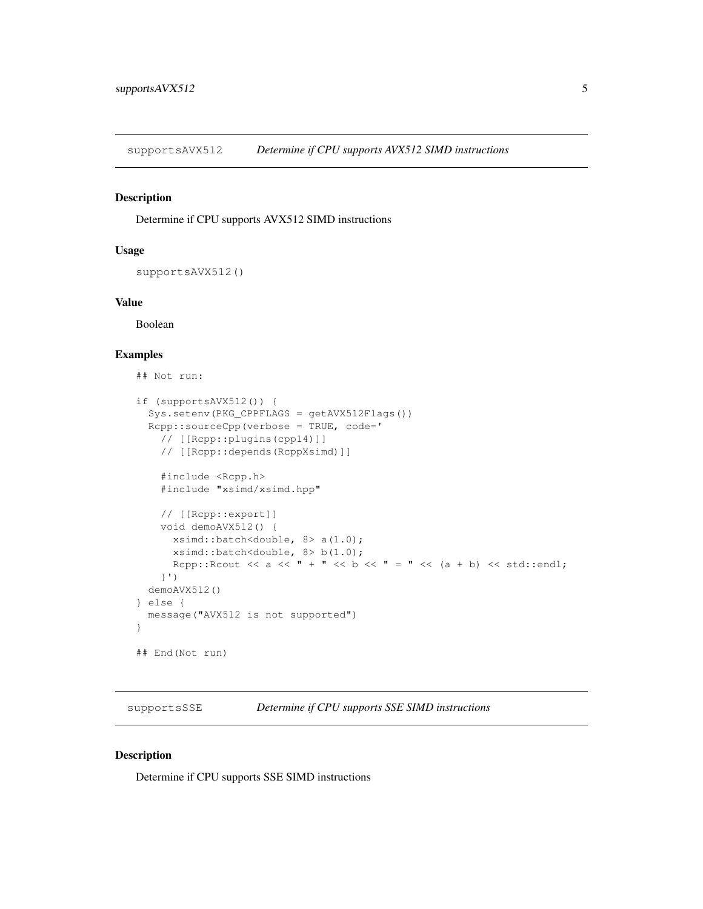## supportsAVX512 — *Determine if CPU supports AVX512 SIMD instructions*

### Description

Determine if CPU supports AVX512 SIMD instructions

### Usage

```
supportsAVX512()
```

### Value

Boolean

### Examples

```
## Not run:

if (supportsAVX512()) {
  Sys.setenv(PKG_CPPFLAGS = getAVX512Flags())
  Rcpp::sourceCpp(verbose = TRUE, code='
    // [[Rcpp::plugins(cpp14)]]
    // [[Rcpp::depends(RcppXsimd)]]

    #include <Rcpp.h>
    #include "xsimd/xsimd.hpp"

    // [[Rcpp::export]]
    void demoAVX512() {
      xsimd::batch<double, 8> a(1.0);
      xsimd::batch<double, 8> b(1.0);
      Rcpp::Rcout << a << " + " << b << " = " << (a + b) << std::endl;
    }')
  demoAVX512()
} else {
  message("AVX512 is not supported")
}

## End(Not run)
```

## supportsSSE — *Determine if CPU supports SSE SIMD instructions*

### Description

Determine if CPU supports SSE SIMD instructions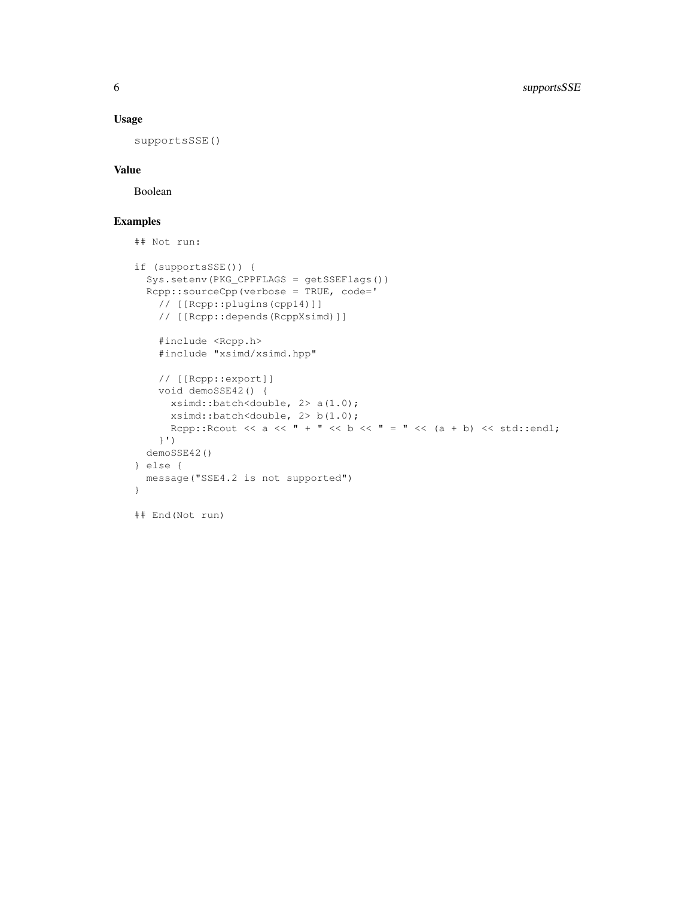### Usage

```
supportsSSE()
```

### Value

Boolean

### Examples

```
## Not run:

if (supportsSSE()) {
  Sys.setenv(PKG_CPPFLAGS = getSSEFlags())
  Rcpp::sourceCpp(verbose = TRUE, code='
    // [[Rcpp::plugins(cpp14)]]
    // [[Rcpp::depends(RcppXsimd)]]

    #include <Rcpp.h>
    #include "xsimd/xsimd.hpp"

    // [[Rcpp::export]]
    void demoSSE42() {
      xsimd::batch<double, 2> a(1.0);
      xsimd::batch<double, 2> b(1.0);
      Rcpp::Rcout << a << " + " << b << " = " << (a + b) << std::endl;
    }')
  demoSSE42()
} else {
  message("SSE4.2 is not supported")
}

## End(Not run)
```